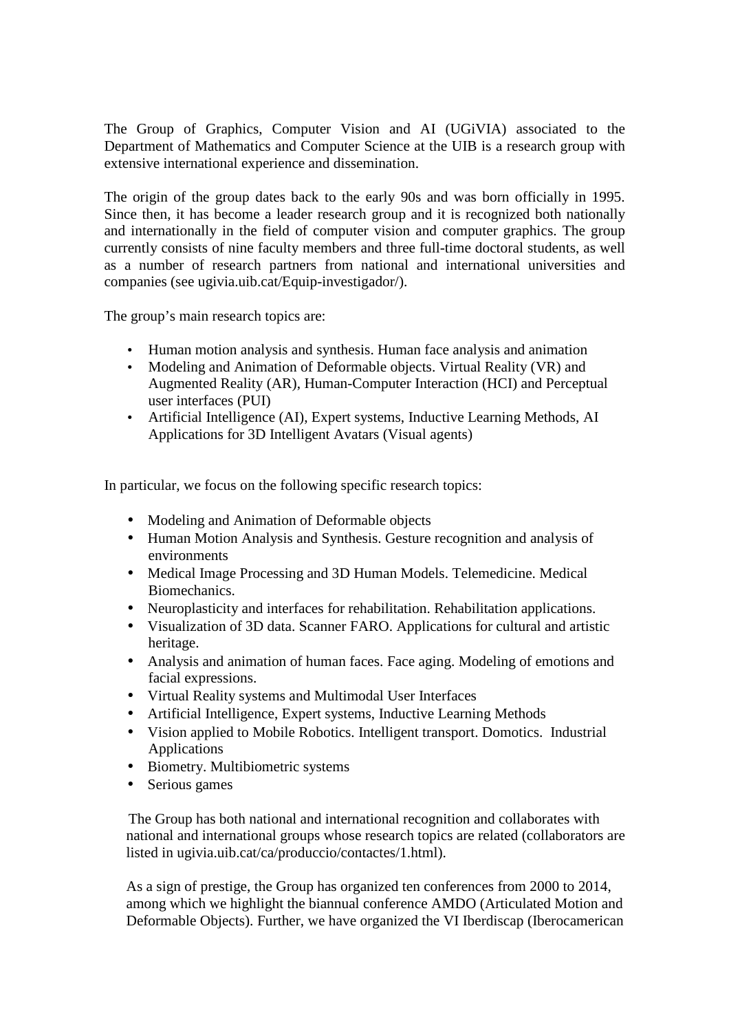The Group of Graphics, Computer Vision and AI (UGiVIA) associated to the Department of Mathematics and Computer Science at the UIB is a research group with extensive international experience and dissemination.

The origin of the group dates back to the early 90s and was born officially in 1995. Since then, it has become a leader research group and it is recognized both nationally and internationally in the field of computer vision and computer graphics. The group currently consists of nine faculty members and three full-time doctoral students, as well as a number of research partners from national and international universities and companies (see ugivia.uib.cat/Equip-investigador/).

The group's main research topics are:

- Human motion analysis and synthesis. Human face analysis and animation
- Modeling and Animation of Deformable objects. Virtual Reality (VR) and Augmented Reality (AR), Human-Computer Interaction (HCI) and Perceptual user interfaces (PUI)
- Artificial Intelligence (AI), Expert systems, Inductive Learning Methods, AI Applications for 3D Intelligent Avatars (Visual agents)

In particular, we focus on the following specific research topics:

- Modeling and Animation of Deformable objects
- Human Motion Analysis and Synthesis. Gesture recognition and analysis of environments
- Medical Image Processing and 3D Human Models. Telemedicine. Medical Biomechanics.
- Neuroplasticity and interfaces for rehabilitation. Rehabilitation applications.
- Visualization of 3D data. Scanner FARO. Applications for cultural and artistic heritage.
- Analysis and animation of human faces. Face aging. Modeling of emotions and facial expressions.
- Virtual Reality systems and Multimodal User Interfaces
- Artificial Intelligence, Expert systems, Inductive Learning Methods
- Vision applied to Mobile Robotics. Intelligent transport. Domotics. Industrial Applications
- Biometry. Multibiometric systems
- Serious games

The Group has both national and international recognition and collaborates with national and international groups whose research topics are related (collaborators are listed in ugivia.uib.cat/ca/produccio/contactes/1.html).

As a sign of prestige, the Group has organized ten conferences from 2000 to 2014, among which we highlight the biannual conference AMDO (Articulated Motion and Deformable Objects). Further, we have organized the VI Iberdiscap (Iberocamerican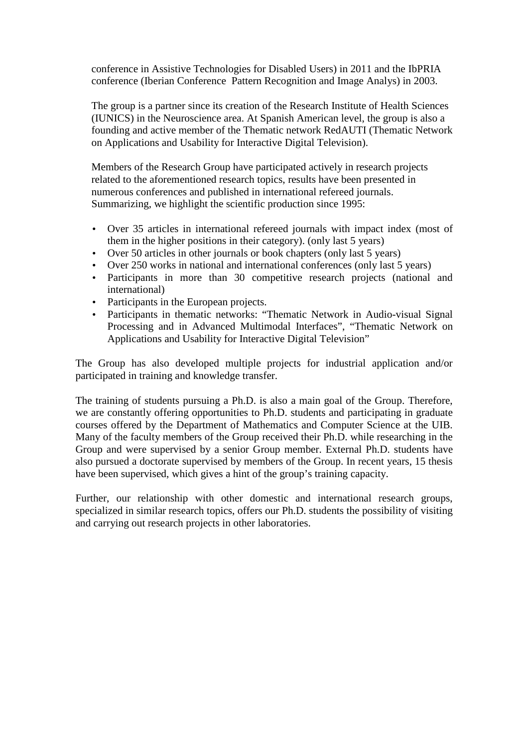conference in Assistive Technologies for Disabled Users) in 2011 and the IbPRIA conference (Iberian Conference  Pattern Recognition and Image Analys) in 2003.

The group is a partner since its creation of the Research Institute of Health Sciences (IUNICS) in the Neuroscience area. At Spanish American level, the group is also a founding and active member of the Thematic network RedAUTI (Thematic Network on Applications and Usability for Interactive Digital Television).

Members of the Research Group have participated actively in research projects related to the aforementioned research topics, results have been presented in numerous conferences and published in international refereed journals. Summarizing, we highlight the scientific production since 1995:

- Over 35 articles in international refereed journals with impact index (most of them in the higher positions in their category). (only last 5 years)
- Over 50 articles in other journals or book chapters (only last 5 years)
- Over 250 works in national and international conferences (only last 5 years)
- Participants in more than 30 competitive research projects (national and international)
- Participants in the European projects.
- Participants in thematic networks: “Thematic Network in Audio-visual Signal Processing and in Advanced Multimodal Interfaces”, “Thematic Network on Applications and Usability for Interactive Digital Television”

The Group has also developed multiple projects for industrial application and/or participated in training and knowledge transfer.

The training of students pursuing a Ph.D. is also a main goal of the Group. Therefore, we are constantly offering opportunities to Ph.D. students and participating in graduate courses offered by the Department of Mathematics and Computer Science at the UIB. Many of the faculty members of the Group received their Ph.D. while researching in the Group and were supervised by a senior Group member. External Ph.D. students have also pursued a doctorate supervised by members of the Group. In recent years, 15 thesis have been supervised, which gives a hint of the group’s training capacity.

Further, our relationship with other domestic and international research groups, specialized in similar research topics, offers our Ph.D. students the possibility of visiting and carrying out research projects in other laboratories.